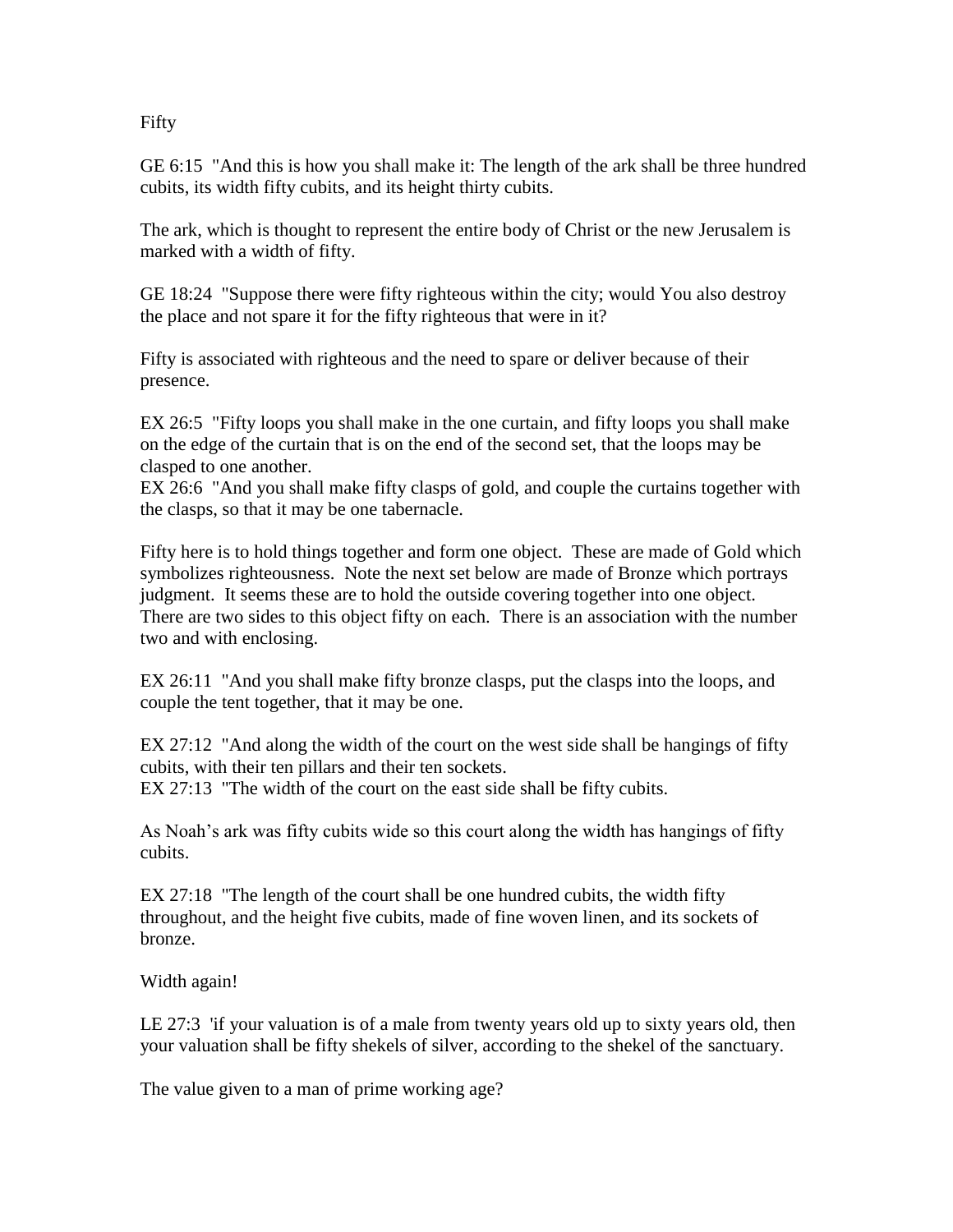Fifty

GE 6:15 "And this is how you shall make it: The length of the ark shall be three hundred cubits, its width fifty cubits, and its height thirty cubits.

The ark, which is thought to represent the entire body of Christ or the new Jerusalem is marked with a width of fifty.

GE 18:24 "Suppose there were fifty righteous within the city; would You also destroy the place and not spare it for the fifty righteous that were in it?

Fifty is associated with righteous and the need to spare or deliver because of their presence.

EX 26:5 "Fifty loops you shall make in the one curtain, and fifty loops you shall make on the edge of the curtain that is on the end of the second set, that the loops may be clasped to one another.
EX 26:6 "And you shall make fifty clasps of gold, and couple the curtains together with the clasps, so that it may be one tabernacle.

Fifty here is to hold things together and form one object. These are made of Gold which symbolizes righteousness. Note the next set below are made of Bronze which portrays judgment. It seems these are to hold the outside covering together into one object. There are two sides to this object fifty on each. There is an association with the number two and with enclosing.

EX 26:11 "And you shall make fifty bronze clasps, put the clasps into the loops, and couple the tent together, that it may be one.

EX 27:12 "And along the width of the court on the west side shall be hangings of fifty cubits, with their ten pillars and their ten sockets.
EX 27:13 "The width of the court on the east side shall be fifty cubits.

As Noah's ark was fifty cubits wide so this court along the width has hangings of fifty cubits.

EX 27:18 "The length of the court shall be one hundred cubits, the width fifty throughout, and the height five cubits, made of fine woven linen, and its sockets of bronze.

Width again!

LE 27:3 'if your valuation is of a male from twenty years old up to sixty years old, then your valuation shall be fifty shekels of silver, according to the shekel of the sanctuary.

The value given to a man of prime working age?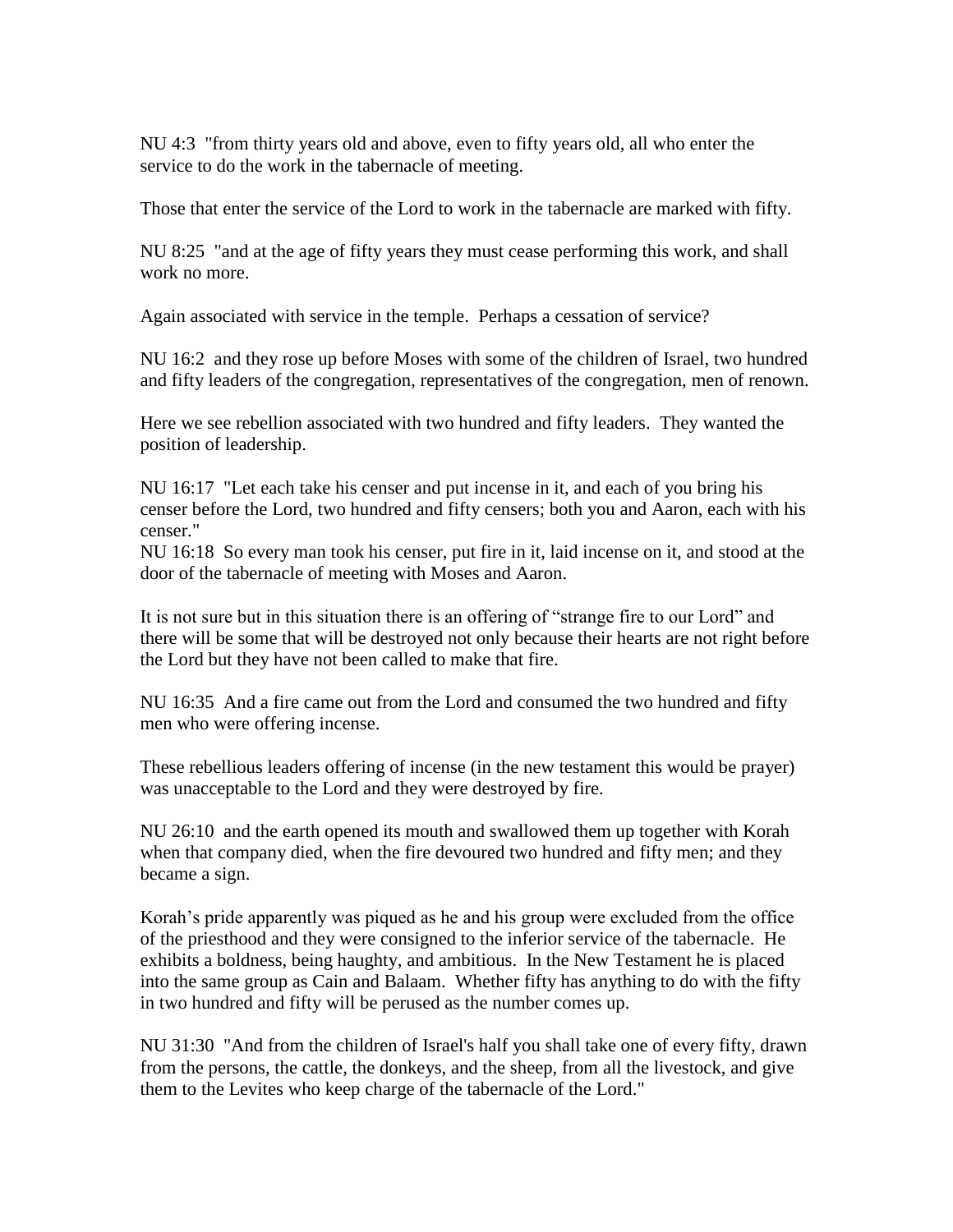NU 4:3 "from thirty years old and above, even to fifty years old, all who enter the service to do the work in the tabernacle of meeting.

Those that enter the service of the Lord to work in the tabernacle are marked with fifty.

NU 8:25 "and at the age of fifty years they must cease performing this work, and shall work no more.

Again associated with service in the temple. Perhaps a cessation of service?

NU 16:2 and they rose up before Moses with some of the children of Israel, two hundred and fifty leaders of the congregation, representatives of the congregation, men of renown.

Here we see rebellion associated with two hundred and fifty leaders. They wanted the position of leadership.

NU 16:17 "Let each take his censer and put incense in it, and each of you bring his censer before the Lord, two hundred and fifty censers; both you and Aaron, each with his censer."
NU 16:18 So every man took his censer, put fire in it, laid incense on it, and stood at the door of the tabernacle of meeting with Moses and Aaron.

It is not sure but in this situation there is an offering of "strange fire to our Lord" and there will be some that will be destroyed not only because their hearts are not right before the Lord but they have not been called to make that fire.

NU 16:35 And a fire came out from the Lord and consumed the two hundred and fifty men who were offering incense.

These rebellious leaders offering of incense (in the new testament this would be prayer) was unacceptable to the Lord and they were destroyed by fire.

NU 26:10 and the earth opened its mouth and swallowed them up together with Korah when that company died, when the fire devoured two hundred and fifty men; and they became a sign.

Korah's pride apparently was piqued as he and his group were excluded from the office of the priesthood and they were consigned to the inferior service of the tabernacle. He exhibits a boldness, being haughty, and ambitious. In the New Testament he is placed into the same group as Cain and Balaam. Whether fifty has anything to do with the fifty in two hundred and fifty will be perused as the number comes up.

NU 31:30 "And from the children of Israel's half you shall take one of every fifty, drawn from the persons, the cattle, the donkeys, and the sheep, from all the livestock, and give them to the Levites who keep charge of the tabernacle of the Lord."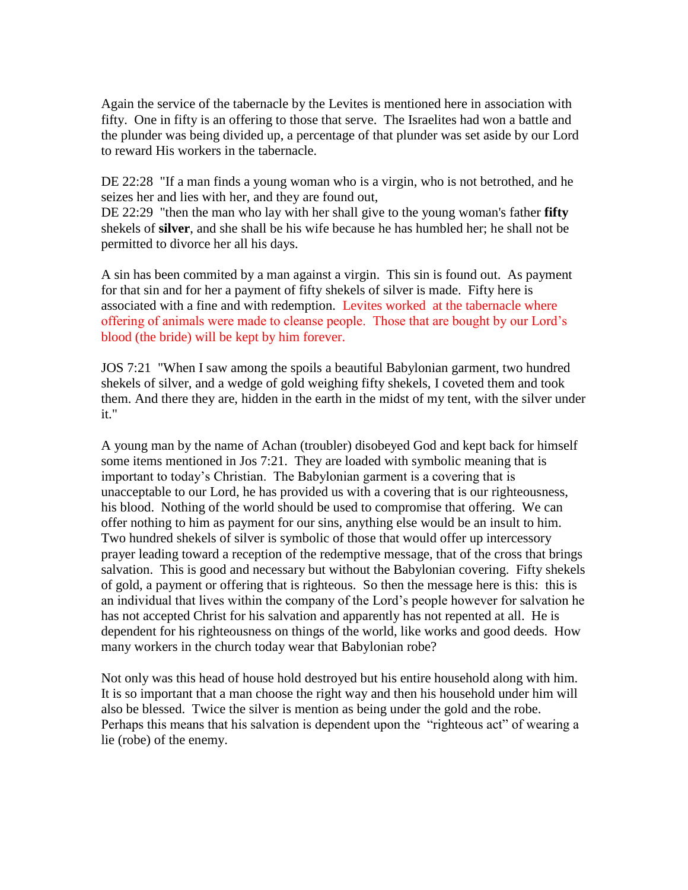Again the service of the tabernacle by the Levites is mentioned here in association with fifty. One in fifty is an offering to those that serve. The Israelites had won a battle and the plunder was being divided up, a percentage of that plunder was set aside by our Lord to reward His workers in the tabernacle.

DE 22:28 "If a man finds a young woman who is a virgin, who is not betrothed, and he seizes her and lies with her, and they are found out,
DE 22:29 "then the man who lay with her shall give to the young woman's father **fifty** shekels of **silver**, and she shall be his wife because he has humbled her; he shall not be permitted to divorce her all his days.

A sin has been commited by a man against a virgin. This sin is found out. As payment for that sin and for her a payment of fifty shekels of silver is made. Fifty here is associated with a fine and with redemption. Levites worked at the tabernacle where offering of animals were made to cleanse people. Those that are bought by our Lord's blood (the bride) will be kept by him forever.

JOS 7:21 "When I saw among the spoils a beautiful Babylonian garment, two hundred shekels of silver, and a wedge of gold weighing fifty shekels, I coveted them and took them. And there they are, hidden in the earth in the midst of my tent, with the silver under it."

A young man by the name of Achan (troubler) disobeyed God and kept back for himself some items mentioned in Jos 7:21. They are loaded with symbolic meaning that is important to today's Christian. The Babylonian garment is a covering that is unacceptable to our Lord, he has provided us with a covering that is our righteousness, his blood. Nothing of the world should be used to compromise that offering. We can offer nothing to him as payment for our sins, anything else would be an insult to him. Two hundred shekels of silver is symbolic of those that would offer up intercessory prayer leading toward a reception of the redemptive message, that of the cross that brings salvation. This is good and necessary but without the Babylonian covering. Fifty shekels of gold, a payment or offering that is righteous. So then the message here is this: this is an individual that lives within the company of the Lord's people however for salvation he has not accepted Christ for his salvation and apparently has not repented at all. He is dependent for his righteousness on things of the world, like works and good deeds. How many workers in the church today wear that Babylonian robe?

Not only was this head of house hold destroyed but his entire household along with him. It is so important that a man choose the right way and then his household under him will also be blessed. Twice the silver is mention as being under the gold and the robe. Perhaps this means that his salvation is dependent upon the "righteous act" of wearing a lie (robe) of the enemy.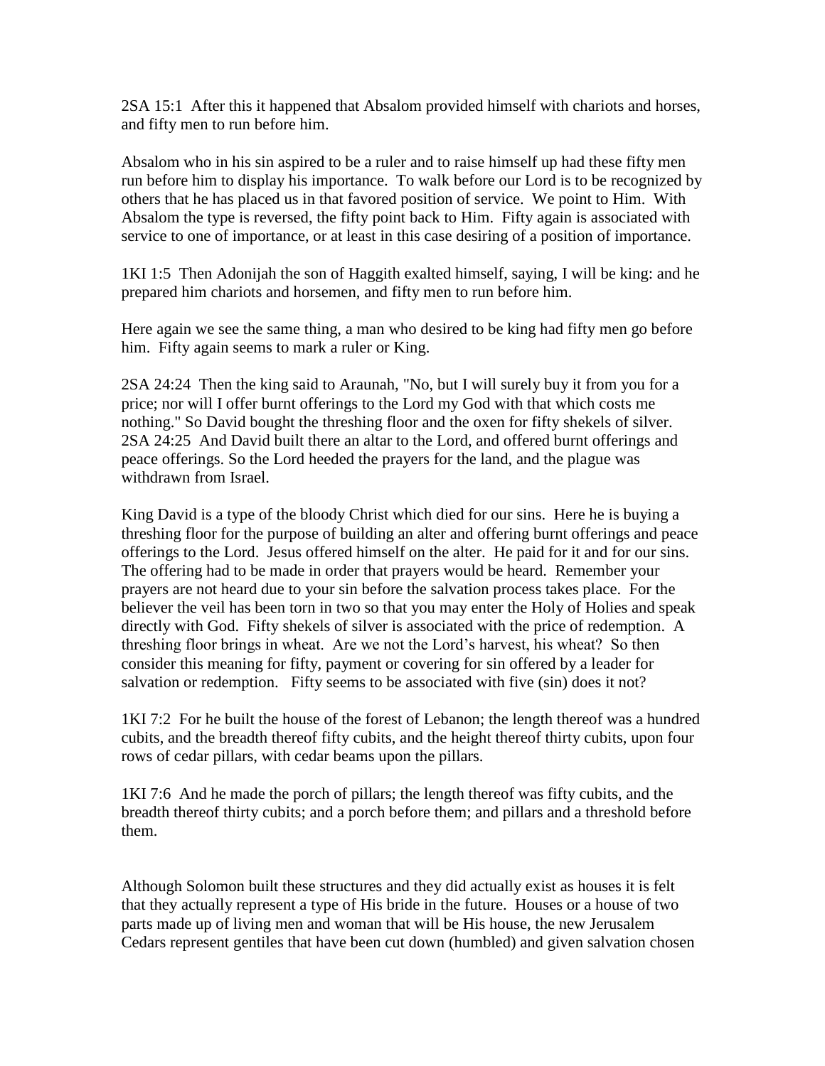2SA 15:1  After this it happened that Absalom provided himself with chariots and horses, and fifty men to run before him.

Absalom who in his sin aspired to be a ruler and to raise himself up had these fifty men run before him to display his importance.  To walk before our Lord is to be recognized by others that he has placed us in that favored position of service.  We point to Him.  With Absalom the type is reversed, the fifty point back to Him.  Fifty again is associated with service to one of importance, or at least in this case desiring of a position of importance.

1KI 1:5  Then Adonijah the son of Haggith exalted himself, saying, I will be king: and he prepared him chariots and horsemen, and fifty men to run before him.

Here again we see the same thing, a man who desired to be king had fifty men go before him.  Fifty again seems to mark a ruler or King.

2SA 24:24  Then the king said to Araunah, "No, but I will surely buy it from you for a price; nor will I offer burnt offerings to the Lord my God with that which costs me nothing." So David bought the threshing floor and the oxen for fifty shekels of silver.
2SA 24:25  And David built there an altar to the Lord, and offered burnt offerings and peace offerings. So the Lord heeded the prayers for the land, and the plague was withdrawn from Israel.

King David is a type of the bloody Christ which died for our sins.  Here he is buying a threshing floor for the purpose of building an alter and offering burnt offerings and peace offerings to the Lord.  Jesus offered himself on the alter.  He paid for it and for our sins.  The offering had to be made in order that prayers would be heard.  Remember your prayers are not heard due to your sin before the salvation process takes place.  For the believer the veil has been torn in two so that you may enter the Holy of Holies and speak directly with God.  Fifty shekels of silver is associated with the price of redemption.  A threshing floor brings in wheat.  Are we not the Lord's harvest, his wheat?  So then consider this meaning for fifty, payment or covering for sin offered by a leader for salvation or redemption.   Fifty seems to be associated with five (sin) does it not?

1KI 7:2  For he built the house of the forest of Lebanon; the length thereof was a hundred cubits, and the breadth thereof fifty cubits, and the height thereof thirty cubits, upon four rows of cedar pillars, with cedar beams upon the pillars.

1KI 7:6  And he made the porch of pillars; the length thereof was fifty cubits, and the breadth thereof thirty cubits; and a porch before them; and pillars and a threshold before them.

Although Solomon built these structures and they did actually exist as houses it is felt that they actually represent a type of His bride in the future.  Houses or a house of two parts made up of living men and woman that will be His house, the new Jerusalem Cedars represent gentiles that have been cut down (humbled) and given salvation chosen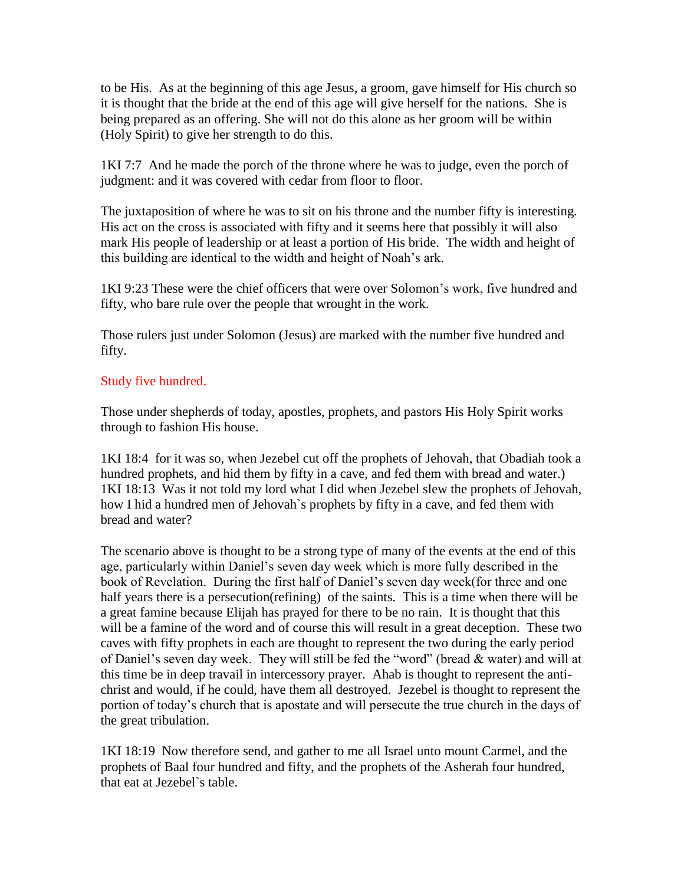to be His. As at the beginning of this age Jesus, a groom, gave himself for His church so it is thought that the bride at the end of this age will give herself for the nations. She is being prepared as an offering. She will not do this alone as her groom will be within (Holy Spirit) to give her strength to do this.

1KI 7:7 And he made the porch of the throne where he was to judge, even the porch of judgment: and it was covered with cedar from floor to floor.

The juxtaposition of where he was to sit on his throne and the number fifty is interesting. His act on the cross is associated with fifty and it seems here that possibly it will also mark His people of leadership or at least a portion of His bride. The width and height of this building are identical to the width and height of Noah's ark.

1KI 9:23 These were the chief officers that were over Solomon's work, five hundred and fifty, who bare rule over the people that wrought in the work.

Those rulers just under Solomon (Jesus) are marked with the number five hundred and fifty.

Study five hundred.

Those under shepherds of today, apostles, prophets, and pastors His Holy Spirit works through to fashion His house.

1KI 18:4 for it was so, when Jezebel cut off the prophets of Jehovah, that Obadiah took a hundred prophets, and hid them by fifty in a cave, and fed them with bread and water.)
1KI 18:13 Was it not told my lord what I did when Jezebel slew the prophets of Jehovah, how I hid a hundred men of Jehovah`s prophets by fifty in a cave, and fed them with bread and water?

The scenario above is thought to be a strong type of many of the events at the end of this age, particularly within Daniel's seven day week which is more fully described in the book of Revelation. During the first half of Daniel's seven day week(for three and one half years there is a persecution(refining) of the saints. This is a time when there will be a great famine because Elijah has prayed for there to be no rain. It is thought that this will be a famine of the word and of course this will result in a great deception. These two caves with fifty prophets in each are thought to represent the two during the early period of Daniel's seven day week. They will still be fed the "word" (bread & water) and will at this time be in deep travail in intercessory prayer. Ahab is thought to represent the anti-christ and would, if he could, have them all destroyed. Jezebel is thought to represent the portion of today's church that is apostate and will persecute the true church in the days of the great tribulation.

1KI 18:19 Now therefore send, and gather to me all Israel unto mount Carmel, and the prophets of Baal four hundred and fifty, and the prophets of the Asherah four hundred, that eat at Jezebel`s table.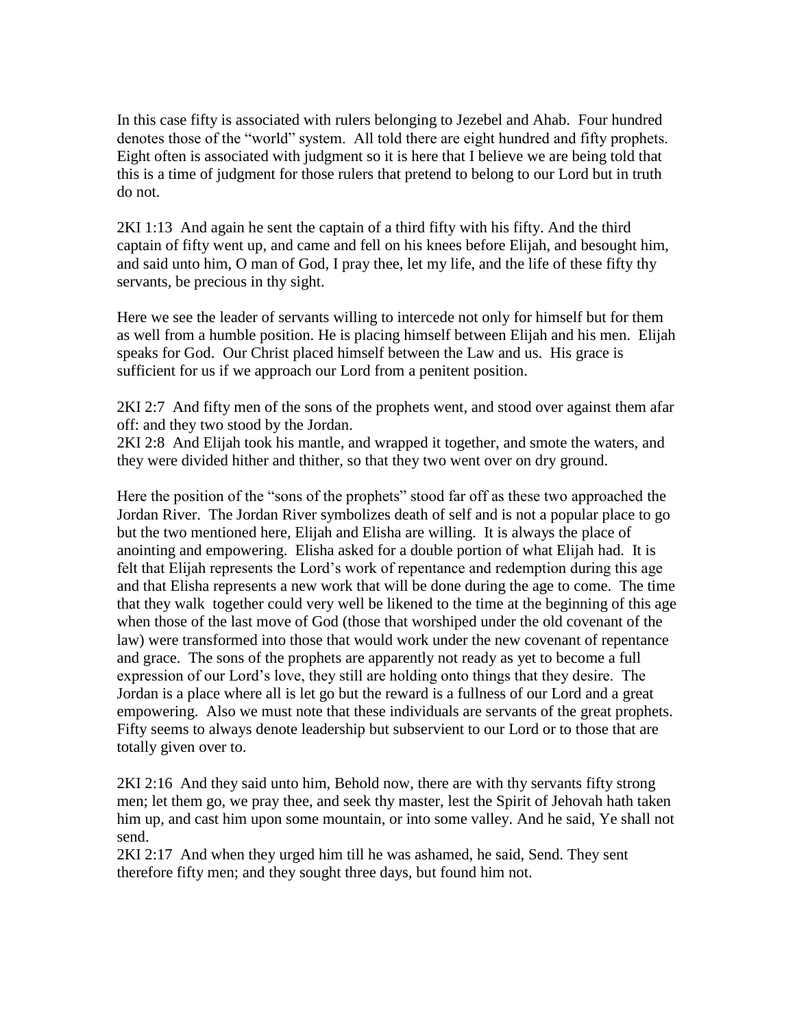In this case fifty is associated with rulers belonging to Jezebel and Ahab. Four hundred denotes those of the "world" system. All told there are eight hundred and fifty prophets. Eight often is associated with judgment so it is here that I believe we are being told that this is a time of judgment for those rulers that pretend to belong to our Lord but in truth do not.

2KI 1:13 And again he sent the captain of a third fifty with his fifty. And the third captain of fifty went up, and came and fell on his knees before Elijah, and besought him, and said unto him, O man of God, I pray thee, let my life, and the life of these fifty thy servants, be precious in thy sight.

Here we see the leader of servants willing to intercede not only for himself but for them as well from a humble position. He is placing himself between Elijah and his men. Elijah speaks for God. Our Christ placed himself between the Law and us. His grace is sufficient for us if we approach our Lord from a penitent position.

2KI 2:7 And fifty men of the sons of the prophets went, and stood over against them afar off: and they two stood by the Jordan.
2KI 2:8 And Elijah took his mantle, and wrapped it together, and smote the waters, and they were divided hither and thither, so that they two went over on dry ground.

Here the position of the "sons of the prophets" stood far off as these two approached the Jordan River. The Jordan River symbolizes death of self and is not a popular place to go but the two mentioned here, Elijah and Elisha are willing. It is always the place of anointing and empowering. Elisha asked for a double portion of what Elijah had. It is felt that Elijah represents the Lord's work of repentance and redemption during this age and that Elisha represents a new work that will be done during the age to come. The time that they walk together could very well be likened to the time at the beginning of this age when those of the last move of God (those that worshiped under the old covenant of the law) were transformed into those that would work under the new covenant of repentance and grace. The sons of the prophets are apparently not ready as yet to become a full expression of our Lord's love, they still are holding onto things that they desire. The Jordan is a place where all is let go but the reward is a fullness of our Lord and a great empowering. Also we must note that these individuals are servants of the great prophets. Fifty seems to always denote leadership but subservient to our Lord or to those that are totally given over to.

2KI 2:16 And they said unto him, Behold now, there are with thy servants fifty strong men; let them go, we pray thee, and seek thy master, lest the Spirit of Jehovah hath taken him up, and cast him upon some mountain, or into some valley. And he said, Ye shall not send.
2KI 2:17 And when they urged him till he was ashamed, he said, Send. They sent therefore fifty men; and they sought three days, but found him not.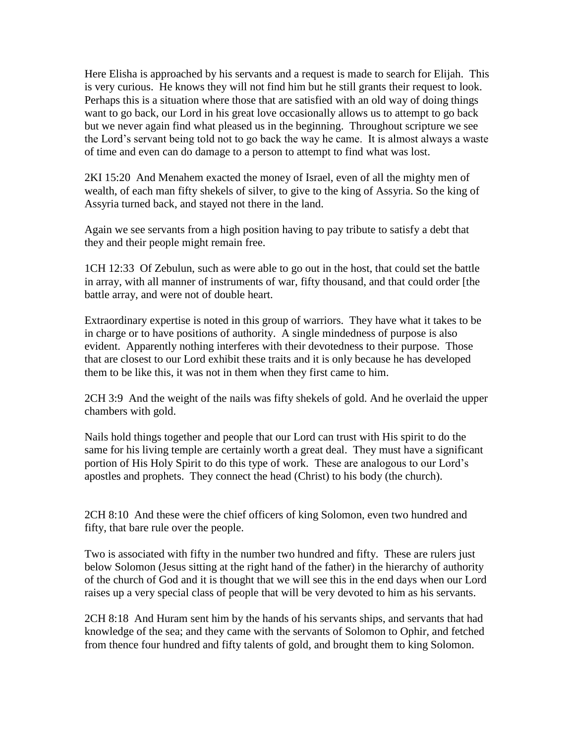Here Elisha is approached by his servants and a request is made to search for Elijah. This is very curious. He knows they will not find him but he still grants their request to look. Perhaps this is a situation where those that are satisfied with an old way of doing things want to go back, our Lord in his great love occasionally allows us to attempt to go back but we never again find what pleased us in the beginning. Throughout scripture we see the Lord's servant being told not to go back the way he came. It is almost always a waste of time and even can do damage to a person to attempt to find what was lost.

2KI 15:20 And Menahem exacted the money of Israel, even of all the mighty men of wealth, of each man fifty shekels of silver, to give to the king of Assyria. So the king of Assyria turned back, and stayed not there in the land.

Again we see servants from a high position having to pay tribute to satisfy a debt that they and their people might remain free.

1CH 12:33 Of Zebulun, such as were able to go out in the host, that could set the battle in array, with all manner of instruments of war, fifty thousand, and that could order [the battle array, and were not of double heart.

Extraordinary expertise is noted in this group of warriors. They have what it takes to be in charge or to have positions of authority. A single mindedness of purpose is also evident. Apparently nothing interferes with their devotedness to their purpose. Those that are closest to our Lord exhibit these traits and it is only because he has developed them to be like this, it was not in them when they first came to him.

2CH 3:9 And the weight of the nails was fifty shekels of gold. And he overlaid the upper chambers with gold.

Nails hold things together and people that our Lord can trust with His spirit to do the same for his living temple are certainly worth a great deal. They must have a significant portion of His Holy Spirit to do this type of work. These are analogous to our Lord's apostles and prophets. They connect the head (Christ) to his body (the church).

2CH 8:10 And these were the chief officers of king Solomon, even two hundred and fifty, that bare rule over the people.

Two is associated with fifty in the number two hundred and fifty. These are rulers just below Solomon (Jesus sitting at the right hand of the father) in the hierarchy of authority of the church of God and it is thought that we will see this in the end days when our Lord raises up a very special class of people that will be very devoted to him as his servants.

2CH 8:18 And Huram sent him by the hands of his servants ships, and servants that had knowledge of the sea; and they came with the servants of Solomon to Ophir, and fetched from thence four hundred and fifty talents of gold, and brought them to king Solomon.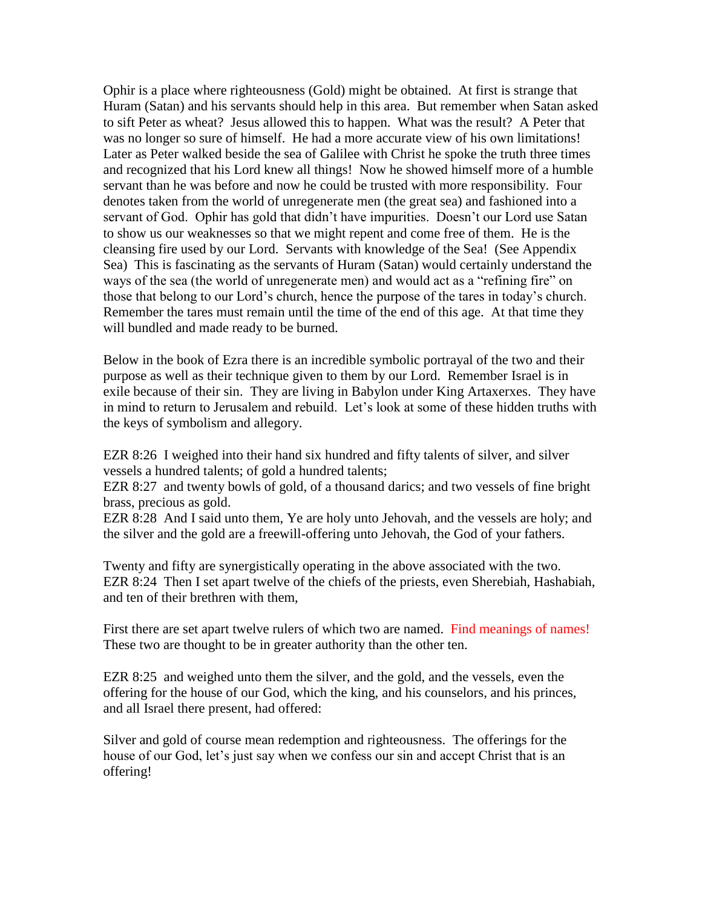Ophir is a place where righteousness (Gold) might be obtained. At first is strange that Huram (Satan) and his servants should help in this area. But remember when Satan asked to sift Peter as wheat? Jesus allowed this to happen. What was the result? A Peter that was no longer so sure of himself. He had a more accurate view of his own limitations! Later as Peter walked beside the sea of Galilee with Christ he spoke the truth three times and recognized that his Lord knew all things! Now he showed himself more of a humble servant than he was before and now he could be trusted with more responsibility. Four denotes taken from the world of unregenerate men (the great sea) and fashioned into a servant of God. Ophir has gold that didn't have impurities. Doesn't our Lord use Satan to show us our weaknesses so that we might repent and come free of them. He is the cleansing fire used by our Lord. Servants with knowledge of the Sea! (See Appendix Sea) This is fascinating as the servants of Huram (Satan) would certainly understand the ways of the sea (the world of unregenerate men) and would act as a "refining fire" on those that belong to our Lord's church, hence the purpose of the tares in today's church. Remember the tares must remain until the time of the end of this age. At that time they will bundled and made ready to be burned.

Below in the book of Ezra there is an incredible symbolic portrayal of the two and their purpose as well as their technique given to them by our Lord. Remember Israel is in exile because of their sin. They are living in Babylon under King Artaxerxes. They have in mind to return to Jerusalem and rebuild. Let's look at some of these hidden truths with the keys of symbolism and allegory.

EZR 8:26 I weighed into their hand six hundred and fifty talents of silver, and silver vessels a hundred talents; of gold a hundred talents;
EZR 8:27 and twenty bowls of gold, of a thousand darics; and two vessels of fine bright brass, precious as gold.
EZR 8:28 And I said unto them, Ye are holy unto Jehovah, and the vessels are holy; and the silver and the gold are a freewill-offering unto Jehovah, the God of your fathers.

Twenty and fifty are synergistically operating in the above associated with the two.
EZR 8:24 Then I set apart twelve of the chiefs of the priests, even Sherebiah, Hashabiah, and ten of their brethren with them,

First there are set apart twelve rulers of which two are named. Find meanings of names! These two are thought to be in greater authority than the other ten.

EZR 8:25 and weighed unto them the silver, and the gold, and the vessels, even the offering for the house of our God, which the king, and his counselors, and his princes, and all Israel there present, had offered:

Silver and gold of course mean redemption and righteousness. The offerings for the house of our God, let's just say when we confess our sin and accept Christ that is an offering!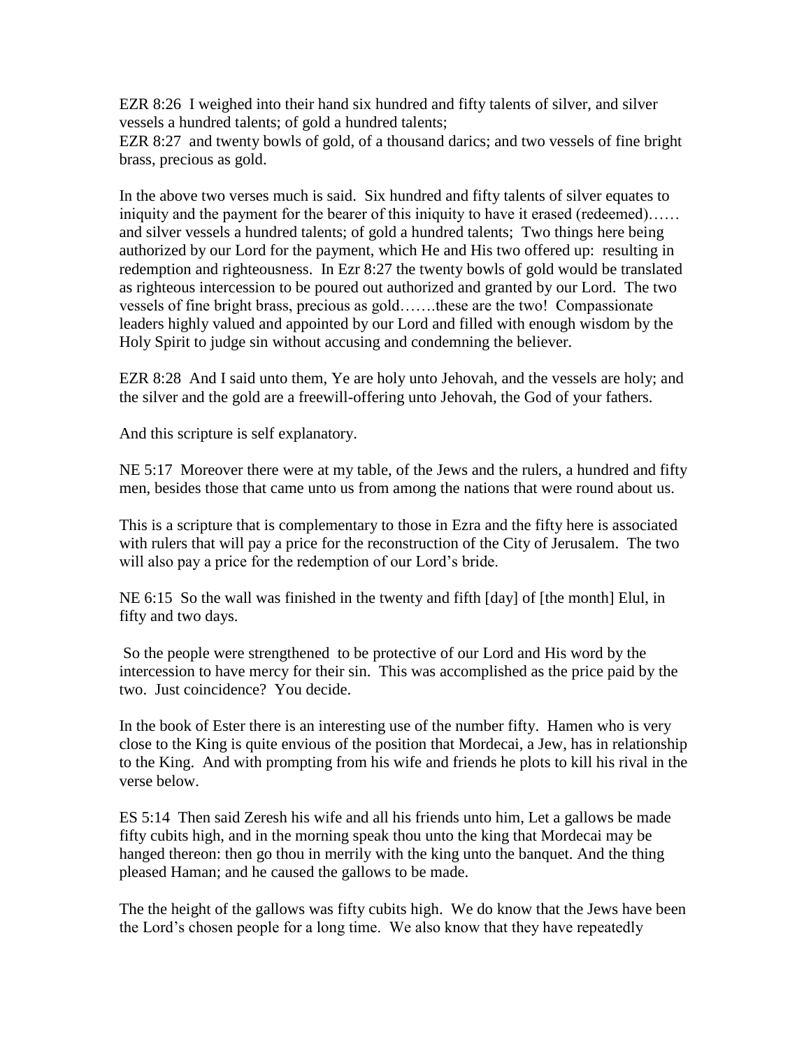EZR 8:26 I weighed into their hand six hundred and fifty talents of silver, and silver vessels a hundred talents; of gold a hundred talents;
EZR 8:27 and twenty bowls of gold, of a thousand darics; and two vessels of fine bright brass, precious as gold.

In the above two verses much is said. Six hundred and fifty talents of silver equates to iniquity and the payment for the bearer of this iniquity to have it erased (redeemed)…… and silver vessels a hundred talents; of gold a hundred talents; Two things here being authorized by our Lord for the payment, which He and His two offered up: resulting in redemption and righteousness. In Ezr 8:27 the twenty bowls of gold would be translated as righteous intercession to be poured out authorized and granted by our Lord. The two vessels of fine bright brass, precious as gold…….these are the two! Compassionate leaders highly valued and appointed by our Lord and filled with enough wisdom by the Holy Spirit to judge sin without accusing and condemning the believer.

EZR 8:28 And I said unto them, Ye are holy unto Jehovah, and the vessels are holy; and the silver and the gold are a freewill-offering unto Jehovah, the God of your fathers.

And this scripture is self explanatory.

NE 5:17 Moreover there were at my table, of the Jews and the rulers, a hundred and fifty men, besides those that came unto us from among the nations that were round about us.

This is a scripture that is complementary to those in Ezra and the fifty here is associated with rulers that will pay a price for the reconstruction of the City of Jerusalem. The two will also pay a price for the redemption of our Lord's bride.

NE 6:15 So the wall was finished in the twenty and fifth [day] of [the month] Elul, in fifty and two days.

So the people were strengthened to be protective of our Lord and His word by the intercession to have mercy for their sin. This was accomplished as the price paid by the two. Just coincidence? You decide.

In the book of Ester there is an interesting use of the number fifty. Hamen who is very close to the King is quite envious of the position that Mordecai, a Jew, has in relationship to the King. And with prompting from his wife and friends he plots to kill his rival in the verse below.

ES 5:14 Then said Zeresh his wife and all his friends unto him, Let a gallows be made fifty cubits high, and in the morning speak thou unto the king that Mordecai may be hanged thereon: then go thou in merrily with the king unto the banquet. And the thing pleased Haman; and he caused the gallows to be made.

The the height of the gallows was fifty cubits high. We do know that the Jews have been the Lord's chosen people for a long time. We also know that they have repeatedly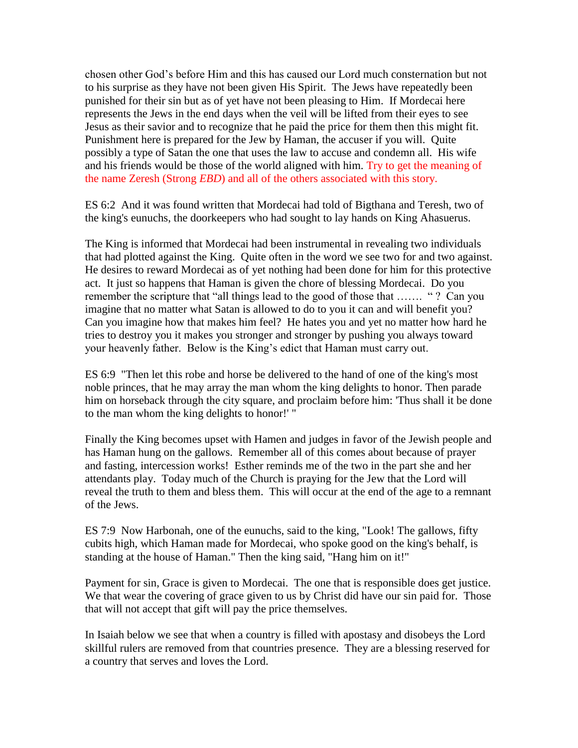chosen other God's before Him and this has caused our Lord much consternation but not to his surprise as they have not been given His Spirit. The Jews have repeatedly been punished for their sin but as of yet have not been pleasing to Him. If Mordecai here represents the Jews in the end days when the veil will be lifted from their eyes to see Jesus as their savior and to recognize that he paid the price for them then this might fit. Punishment here is prepared for the Jew by Haman, the accuser if you will. Quite possibly a type of Satan the one that uses the law to accuse and condemn all. His wife and his friends would be those of the world aligned with him. Try to get the meaning of the name Zeresh (Strong *EBD*) and all of the others associated with this story.

ES 6:2 And it was found written that Mordecai had told of Bigthana and Teresh, two of the king's eunuchs, the doorkeepers who had sought to lay hands on King Ahasuerus.

The King is informed that Mordecai had been instrumental in revealing two individuals that had plotted against the King. Quite often in the word we see two for and two against. He desires to reward Mordecai as of yet nothing had been done for him for this protective act. It just so happens that Haman is given the chore of blessing Mordecai. Do you remember the scripture that "all things lead to the good of those that ……. " ? Can you imagine that no matter what Satan is allowed to do to you it can and will benefit you? Can you imagine how that makes him feel? He hates you and yet no matter how hard he tries to destroy you it makes you stronger and stronger by pushing you always toward your heavenly father. Below is the King's edict that Haman must carry out.

ES 6:9 "Then let this robe and horse be delivered to the hand of one of the king's most noble princes, that he may array the man whom the king delights to honor. Then parade him on horseback through the city square, and proclaim before him: 'Thus shall it be done to the man whom the king delights to honor!' "

Finally the King becomes upset with Hamen and judges in favor of the Jewish people and has Haman hung on the gallows. Remember all of this comes about because of prayer and fasting, intercession works! Esther reminds me of the two in the part she and her attendants play. Today much of the Church is praying for the Jew that the Lord will reveal the truth to them and bless them. This will occur at the end of the age to a remnant of the Jews.

ES 7:9 Now Harbonah, one of the eunuchs, said to the king, "Look! The gallows, fifty cubits high, which Haman made for Mordecai, who spoke good on the king's behalf, is standing at the house of Haman." Then the king said, "Hang him on it!"

Payment for sin, Grace is given to Mordecai. The one that is responsible does get justice. We that wear the covering of grace given to us by Christ did have our sin paid for. Those that will not accept that gift will pay the price themselves.

In Isaiah below we see that when a country is filled with apostasy and disobeys the Lord skillful rulers are removed from that countries presence. They are a blessing reserved for a country that serves and loves the Lord.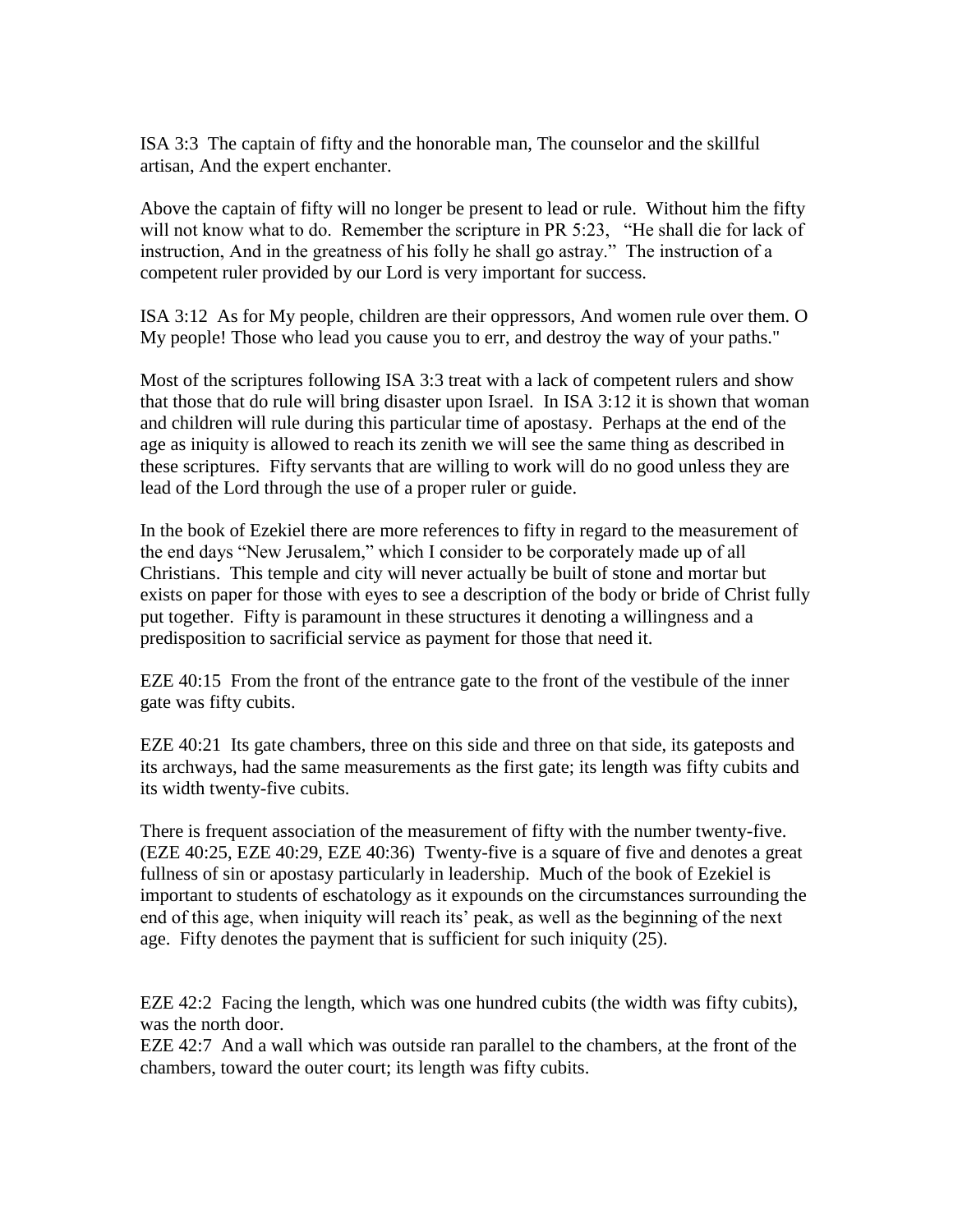ISA 3:3 The captain of fifty and the honorable man, The counselor and the skillful artisan, And the expert enchanter.

Above the captain of fifty will no longer be present to lead or rule. Without him the fifty will not know what to do. Remember the scripture in PR 5:23, "He shall die for lack of instruction, And in the greatness of his folly he shall go astray." The instruction of a competent ruler provided by our Lord is very important for success.

ISA 3:12 As for My people, children are their oppressors, And women rule over them. O My people! Those who lead you cause you to err, and destroy the way of your paths."

Most of the scriptures following ISA 3:3 treat with a lack of competent rulers and show that those that do rule will bring disaster upon Israel. In ISA 3:12 it is shown that woman and children will rule during this particular time of apostasy. Perhaps at the end of the age as iniquity is allowed to reach its zenith we will see the same thing as described in these scriptures. Fifty servants that are willing to work will do no good unless they are lead of the Lord through the use of a proper ruler or guide.

In the book of Ezekiel there are more references to fifty in regard to the measurement of the end days "New Jerusalem," which I consider to be corporately made up of all Christians. This temple and city will never actually be built of stone and mortar but exists on paper for those with eyes to see a description of the body or bride of Christ fully put together. Fifty is paramount in these structures it denoting a willingness and a predisposition to sacrificial service as payment for those that need it.

EZE 40:15 From the front of the entrance gate to the front of the vestibule of the inner gate was fifty cubits.

EZE 40:21 Its gate chambers, three on this side and three on that side, its gateposts and its archways, had the same measurements as the first gate; its length was fifty cubits and its width twenty-five cubits.

There is frequent association of the measurement of fifty with the number twenty-five. (EZE 40:25, EZE 40:29, EZE 40:36) Twenty-five is a square of five and denotes a great fullness of sin or apostasy particularly in leadership. Much of the book of Ezekiel is important to students of eschatology as it expounds on the circumstances surrounding the end of this age, when iniquity will reach its' peak, as well as the beginning of the next age. Fifty denotes the payment that is sufficient for such iniquity (25).

EZE 42:2 Facing the length, which was one hundred cubits (the width was fifty cubits), was the north door.
EZE 42:7 And a wall which was outside ran parallel to the chambers, at the front of the chambers, toward the outer court; its length was fifty cubits.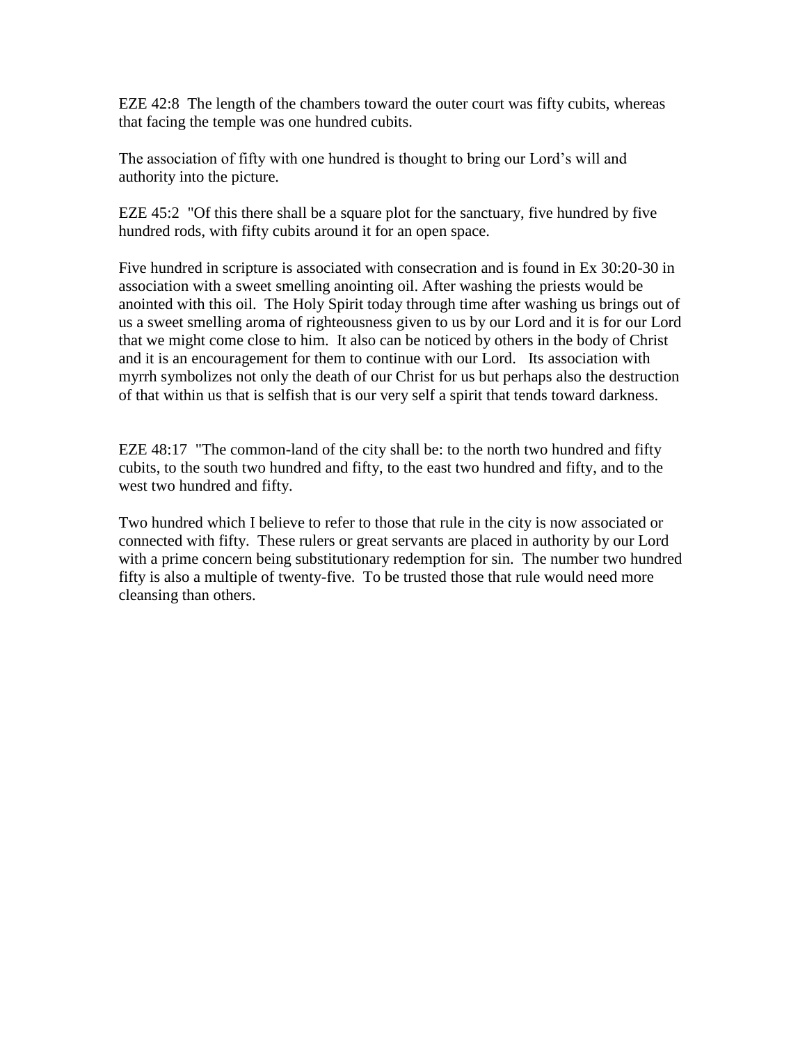EZE 42:8 The length of the chambers toward the outer court was fifty cubits, whereas that facing the temple was one hundred cubits.

The association of fifty with one hundred is thought to bring our Lord's will and authority into the picture.

EZE 45:2 "Of this there shall be a square plot for the sanctuary, five hundred by five hundred rods, with fifty cubits around it for an open space.

Five hundred in scripture is associated with consecration and is found in Ex 30:20-30 in association with a sweet smelling anointing oil. After washing the priests would be anointed with this oil. The Holy Spirit today through time after washing us brings out of us a sweet smelling aroma of righteousness given to us by our Lord and it is for our Lord that we might come close to him. It also can be noticed by others in the body of Christ and it is an encouragement for them to continue with our Lord. Its association with myrrh symbolizes not only the death of our Christ for us but perhaps also the destruction of that within us that is selfish that is our very self a spirit that tends toward darkness.

EZE 48:17 "The common-land of the city shall be: to the north two hundred and fifty cubits, to the south two hundred and fifty, to the east two hundred and fifty, and to the west two hundred and fifty.

Two hundred which I believe to refer to those that rule in the city is now associated or connected with fifty. These rulers or great servants are placed in authority by our Lord with a prime concern being substitutionary redemption for sin. The number two hundred fifty is also a multiple of twenty-five. To be trusted those that rule would need more cleansing than others.